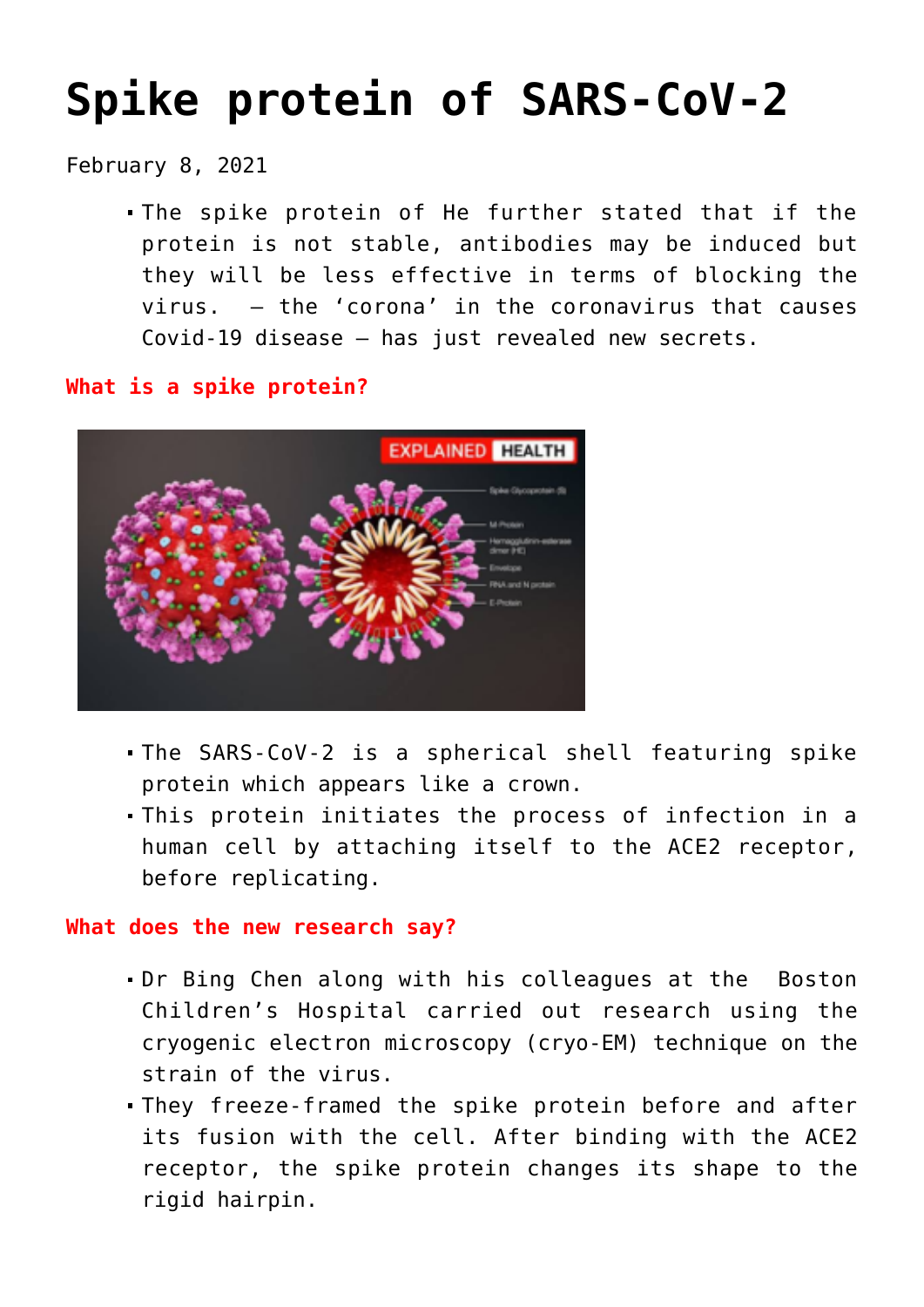# Spike protein of SARS-CoV-2

February 8, 2021

- The spike protein of He further stated that if the protein is not stable, antibodies may be induced but they will be less effective in terms of blocking the virus.  – the 'corona' in the coronavirus that causes Covid-19 disease – has just revealed new secrets.

**What is a spike protein?**

- The SARS-CoV-2 is a spherical shell featuring spike protein which appears like a crown.
- This protein initiates the process of infection in a human cell by attaching itself to the ACE2 receptor, before replicating.

**What does the new research say?**

- Dr Bing Chen along with his colleagues at the  Boston Children's Hospital carried out research using the cryogenic electron microscopy (cryo-EM) technique on the strain of the virus.
- They freeze-framed the spike protein before and after its fusion with the cell. After binding with the ACE2 receptor, the spike protein changes its shape to the rigid hairpin.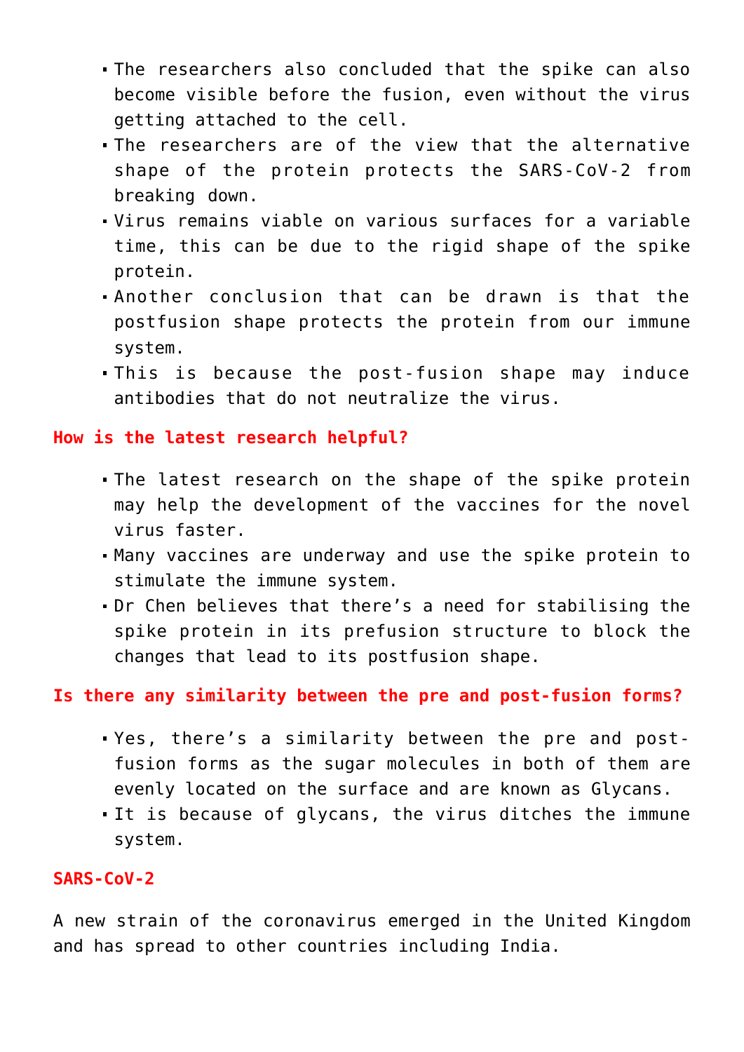- The researchers also concluded that the spike can also become visible before the fusion, even without the virus getting attached to the cell.
- The researchers are of the view that the alternative shape of the protein protects the SARS-CoV-2 from breaking down.
- Virus remains viable on various surfaces for a variable time, this can be due to the rigid shape of the spike protein.
- Another conclusion that can be drawn is that the postfusion shape protects the protein from our immune system.
- This is because the post-fusion shape may induce antibodies that do not neutralize the virus.

### How is the latest research helpful?

- The latest research on the shape of the spike protein may help the development of the vaccines for the novel virus faster.
- Many vaccines are underway and use the spike protein to stimulate the immune system.
- Dr Chen believes that there's a need for stabilising the spike protein in its prefusion structure to block the changes that lead to its postfusion shape.

### Is there any similarity between the pre and post-fusion forms?

- Yes, there's a similarity between the pre and post-fusion forms as the sugar molecules in both of them are evenly located on the surface and are known as Glycans.
- It is because of glycans, the virus ditches the immune system.

### SARS-CoV-2

A new strain of the coronavirus emerged in the United Kingdom and has spread to other countries including India.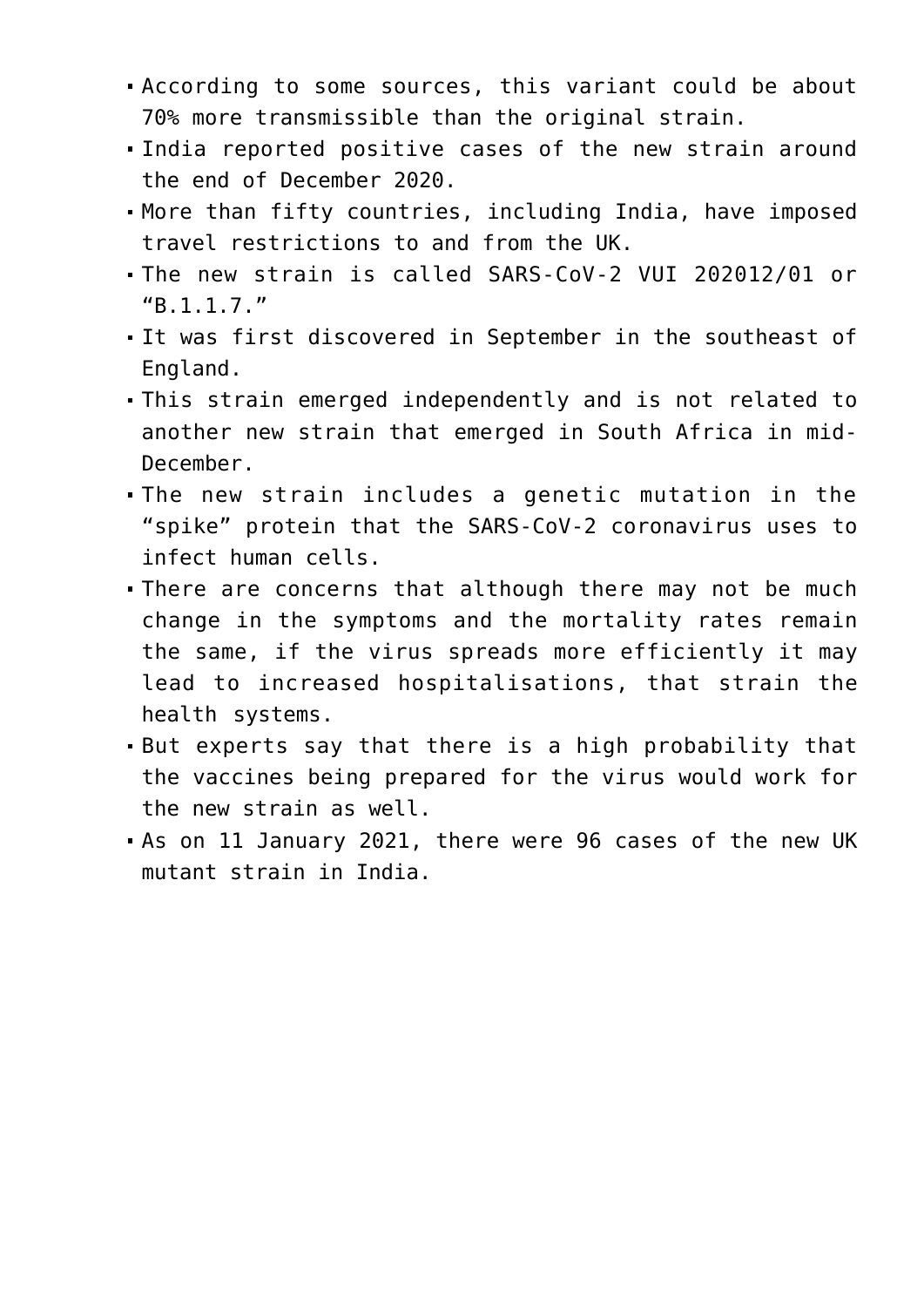- According to some sources, this variant could be about 70% more transmissible than the original strain.
- India reported positive cases of the new strain around the end of December 2020.
- More than fifty countries, including India, have imposed travel restrictions to and from the UK.
- The new strain is called SARS-CoV-2 VUI 202012/01 or "B.1.1.7."
- It was first discovered in September in the southeast of England.
- This strain emerged independently and is not related to another new strain that emerged in South Africa in mid-December.
- The new strain includes a genetic mutation in the "spike" protein that the SARS-CoV-2 coronavirus uses to infect human cells.
- There are concerns that although there may not be much change in the symptoms and the mortality rates remain the same, if the virus spreads more efficiently it may lead to increased hospitalisations, that strain the health systems.
- But experts say that there is a high probability that the vaccines being prepared for the virus would work for the new strain as well.
- As on 11 January 2021, there were 96 cases of the new UK mutant strain in India.